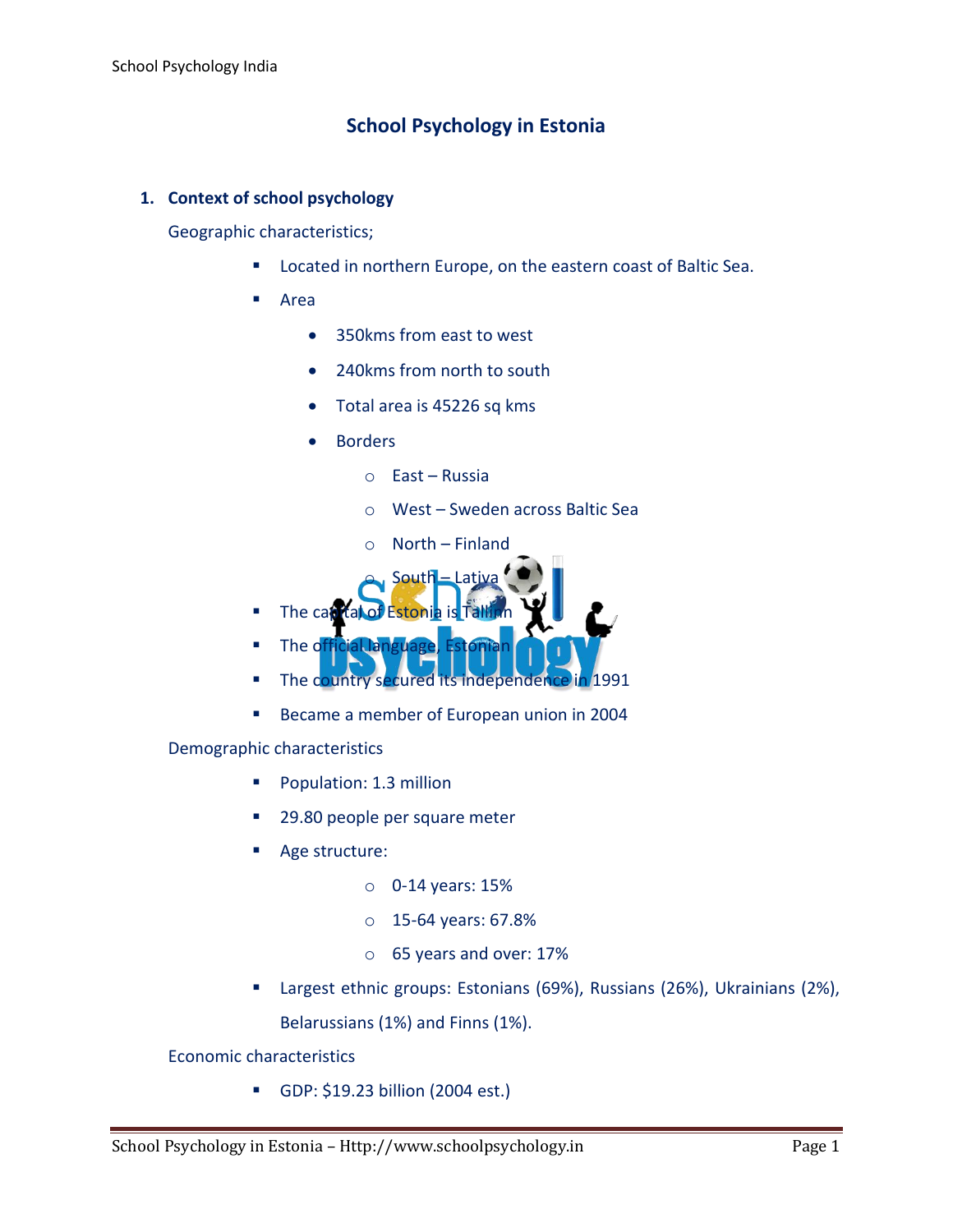# School Psychology in Estonia

## 1. Context of school psychology

Geographic characteristics;

- Located in northern Europe, on the eastern coast of Baltic Sea.
- Area
  - 350kms from east to west
  - 240kms from north to south
  - Total area is 45226 sq kms
  - Borders
    - East – Russia
    - West – Sweden across Baltic Sea
    - North – Finland
    - South – Lativa
- The capital of Estonia is Tallinn
- The official language, Estonian
- The country secured its independence in 1991
- Became a member of European union in 2004

Demographic characteristics

- Population: 1.3 million
- 29.80 people per square meter
- Age structure:
  - 0-14 years: 15%
  - 15-64 years: 67.8%
  - 65 years and over: 17%
- Largest ethnic groups: Estonians (69%), Russians (26%), Ukrainians (2%), Belarussians (1%) and Finns (1%).

Economic characteristics

- GDP: $19.23 billion (2004 est.)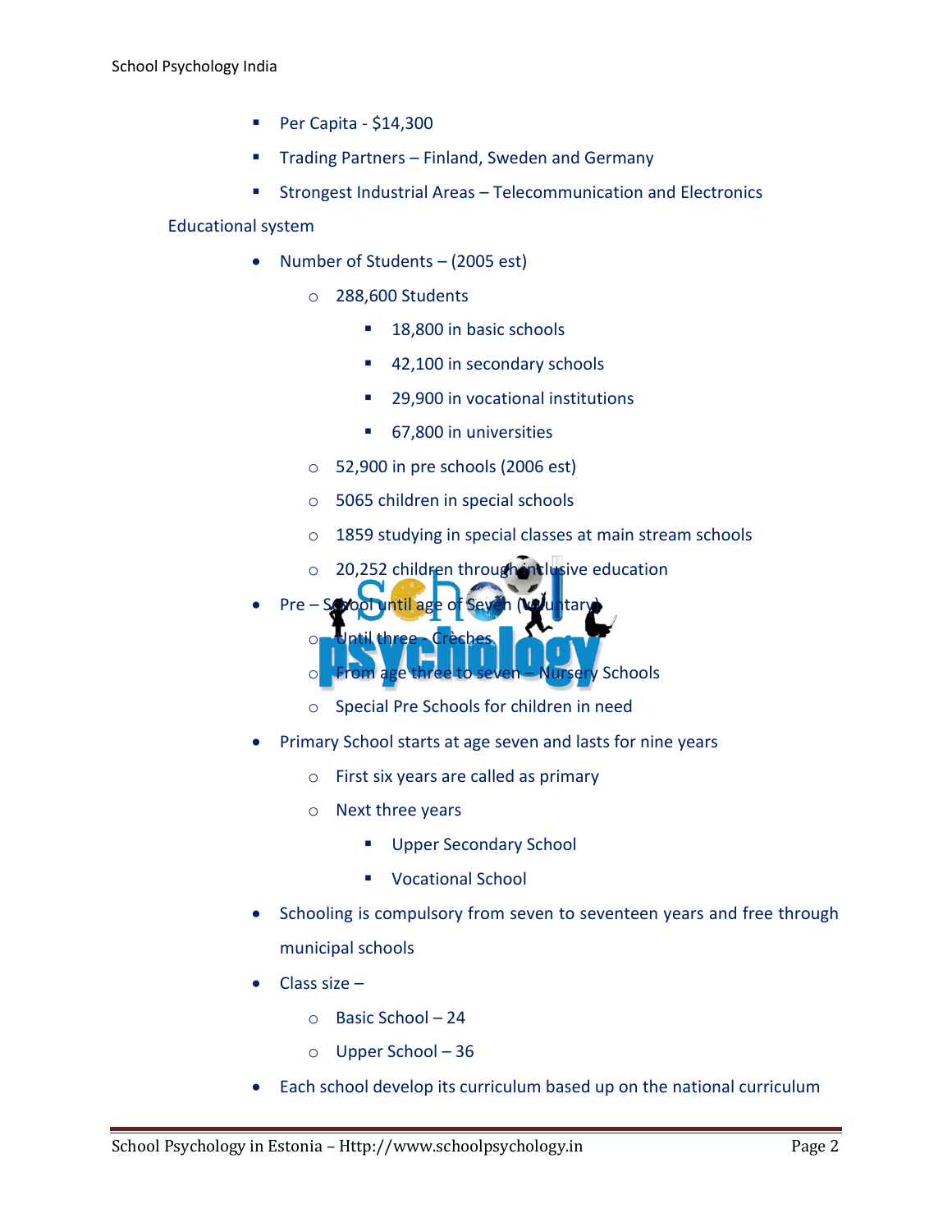- Per Capita - $14,300
- Trading Partners – Finland, Sweden and Germany
- Strongest Industrial Areas – Telecommunication and Electronics

Educational system

- Number of Students – (2005 est)
  - 288,600 Students
    - 18,800 in basic schools
    - 42,100 in secondary schools
    - 29,900 in vocational institutions
    - 67,800 in universities
  - 52,900 in pre schools (2006 est)
  - 5065 children in special schools
  - 1859 studying in special classes at main stream schools
  - 20,252 children through inclusive education
- Pre – School until age of Seven (Voluntary)
  - Until three - Crèches
  - From age three to seven – Nursery Schools
  - Special Pre Schools for children in need
- Primary School starts at age seven and lasts for nine years
  - First six years are called as primary
  - Next three years
    - Upper Secondary School
    - Vocational School
- Schooling is compulsory from seven to seventeen years and free through municipal schools
- Class size –
  - Basic School – 24
  - Upper School – 36
- Each school develop its curriculum based up on the national curriculum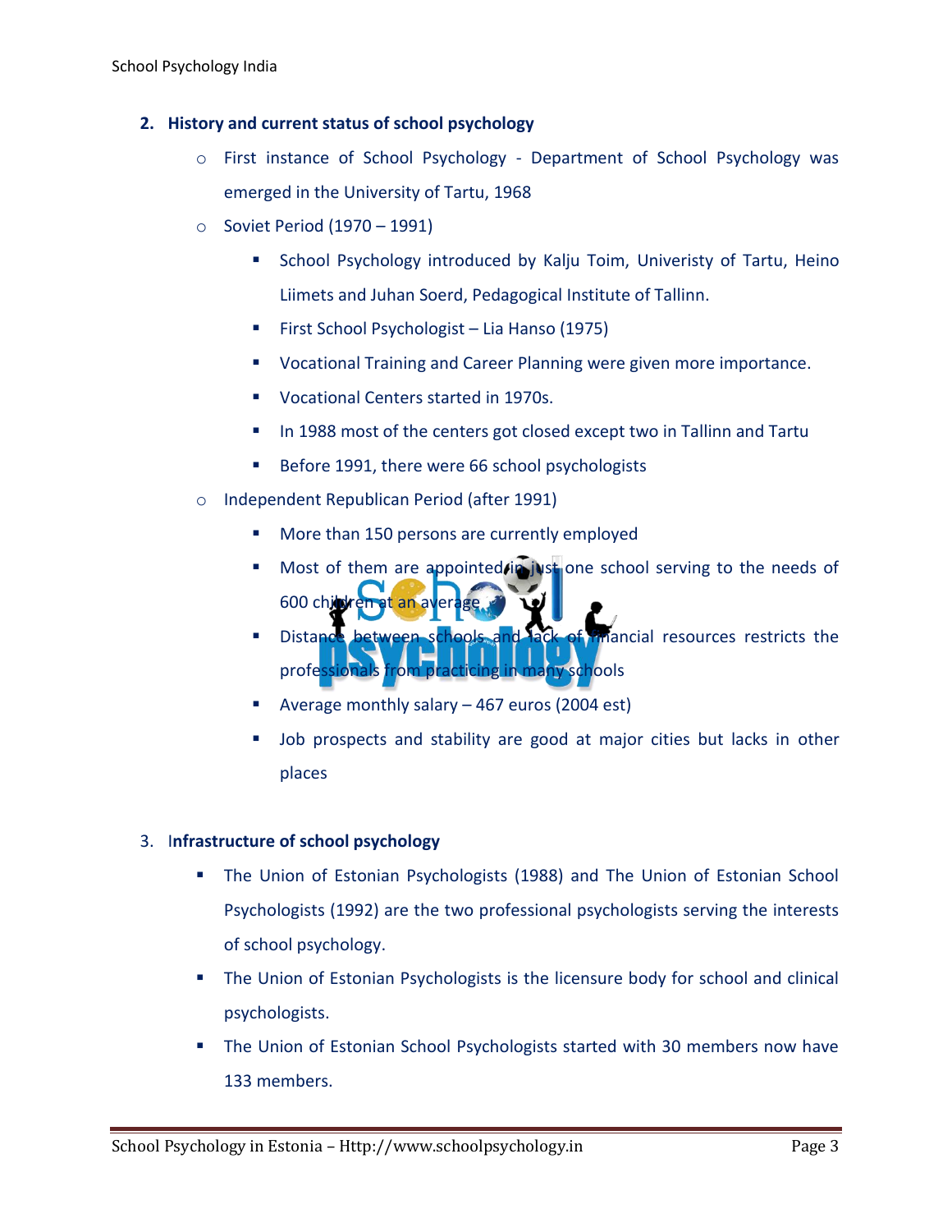## 2. History and current status of school psychology

- First instance of School Psychology - Department of School Psychology was emerged in the University of Tartu, 1968
- Soviet Period (1970 – 1991)
  - School Psychology introduced by Kalju Toim, Univeristy of Tartu, Heino Liimets and Juhan Soerd, Pedagogical Institute of Tallinn.
  - First School Psychologist – Lia Hanso (1975)
  - Vocational Training and Career Planning were given more importance.
  - Vocational Centers started in 1970s.
  - In 1988 most of the centers got closed except two in Tallinn and Tartu
  - Before 1991, there were 66 school psychologists
- Independent Republican Period (after 1991)
  - More than 150 persons are currently employed
  - Most of them are appointed in just one school serving to the needs of 600 children at an average
  - Distance between schools and lack of financial resources restricts the professionals from practicing in many schools
  - Average monthly salary – 467 euros (2004 est)
  - Job prospects and stability are good at major cities but lacks in other places

## 3. Infrastructure of school psychology

- The Union of Estonian Psychologists (1988) and The Union of Estonian School Psychologists (1992) are the two professional psychologists serving the interests of school psychology.
- The Union of Estonian Psychologists is the licensure body for school and clinical psychologists.
- The Union of Estonian School Psychologists started with 30 members now have 133 members.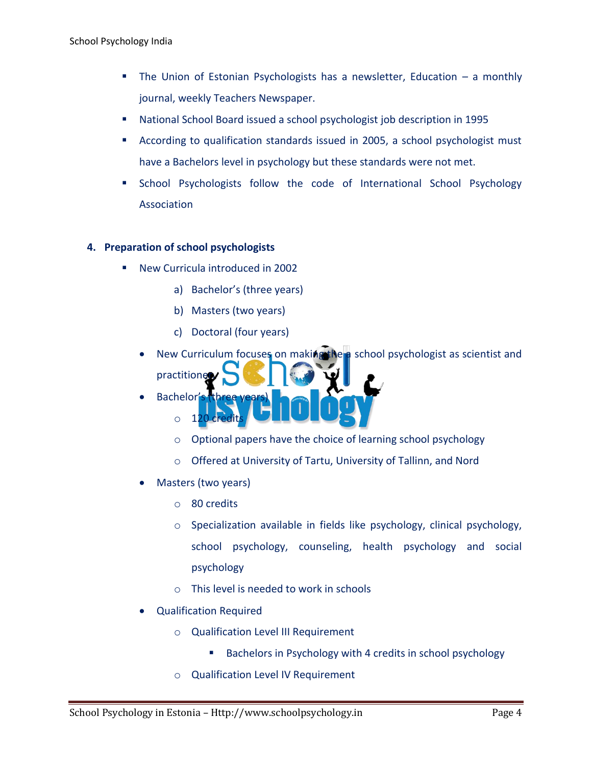- The Union of Estonian Psychologists has a newsletter, Education – a monthly journal, weekly Teachers Newspaper.
- National School Board issued a school psychologist job description in 1995
- According to qualification standards issued in 2005, a school psychologist must have a Bachelors level in psychology but these standards were not met.
- School Psychologists follow the code of International School Psychology Association

## 4. Preparation of school psychologists

- New Curricula introduced in 2002
    - a) Bachelor's (three years)
    - b) Masters (two years)
    - c) Doctoral (four years)
- New Curriculum focuses on making the a school psychologist as scientist and practitioner
- Bachelor's (three years)
    - 120 credits
    - Optional papers have the choice of learning school psychology
    - Offered at University of Tartu, University of Tallinn, and Nord
- Masters (two years)
    - 80 credits
    - Specialization available in fields like psychology, clinical psychology, school psychology, counseling, health psychology and social psychology
    - This level is needed to work in schools
- Qualification Required
    - Qualification Level III Requirement
        - Bachelors in Psychology with 4 credits in school psychology
    - Qualification Level IV Requirement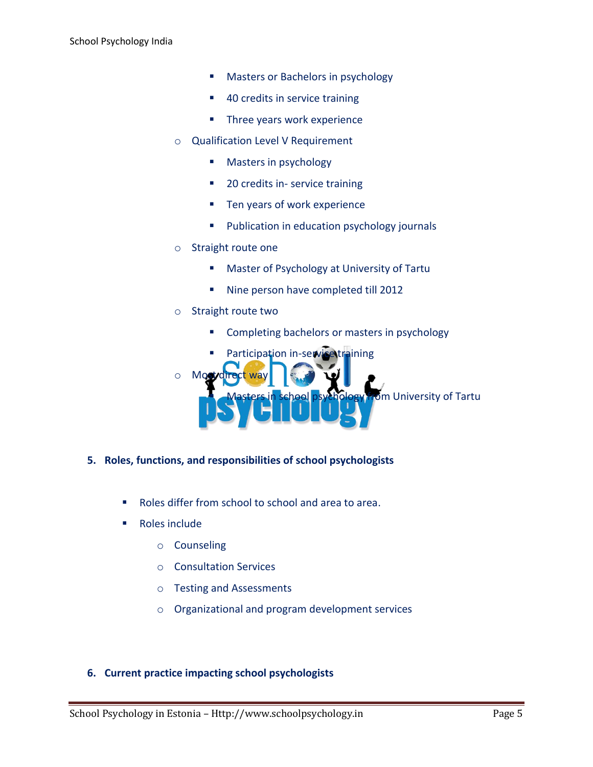- Masters or Bachelors in psychology
        - 40 credits in service training
        - Three years work experience
    - Qualification Level V Requirement
        - Masters in psychology
        - 20 credits in- service training
        - Ten years of work experience
        - Publication in education psychology journals
    - Straight route one
        - Master of Psychology at University of Tartu
        - Nine person have completed till 2012
    - Straight route two
        - Completing bachelors or masters in psychology
        - Participation in-service training
    - Most direct way
        - Masters in school psychology from University of Tartu

## 5. Roles, functions, and responsibilities of school psychologists

- Roles differ from school to school and area to area.
- Roles include
    - Counseling
    - Consultation Services
    - Testing and Assessments
    - Organizational and program development services

## 6. Current practice impacting school psychologists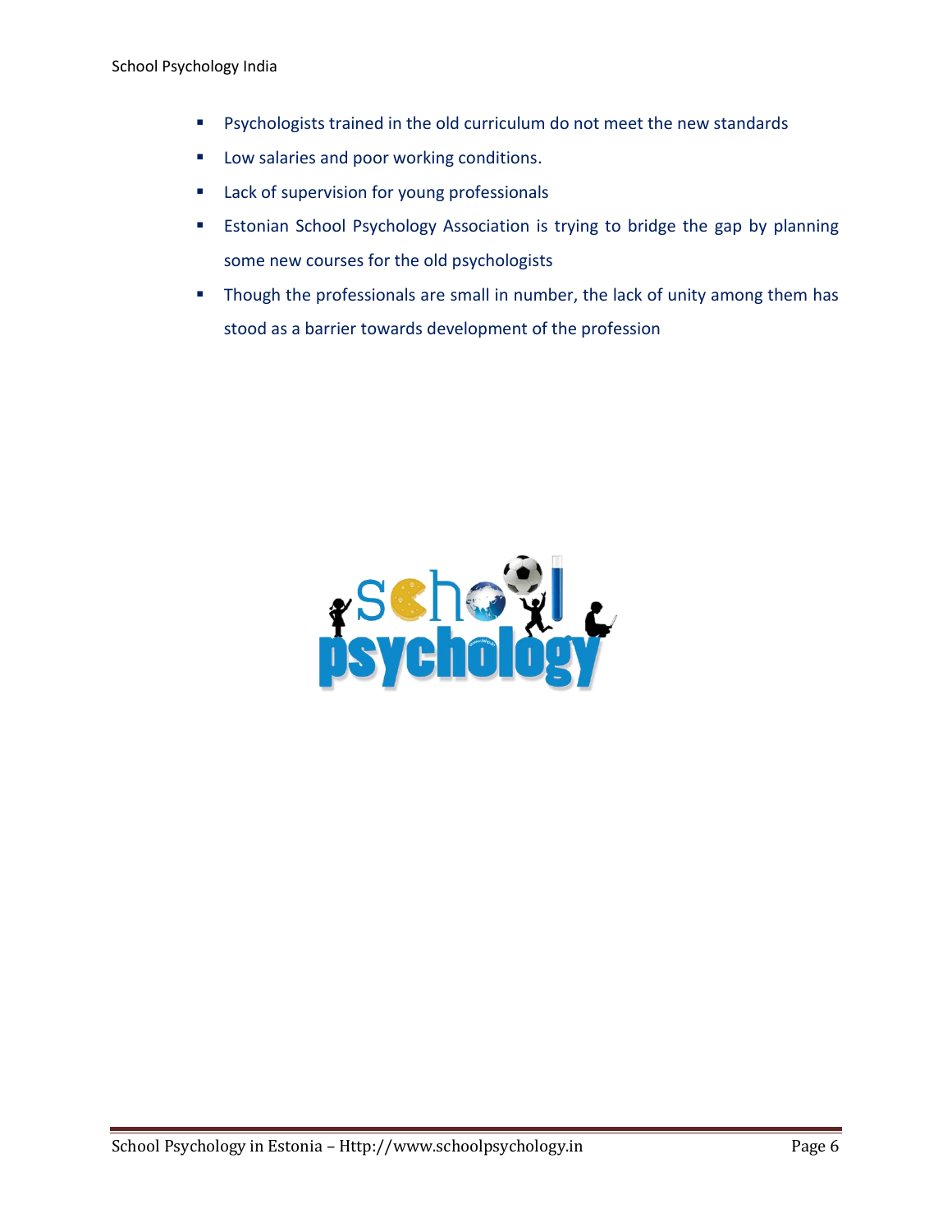- Psychologists trained in the old curriculum do not meet the new standards
- Low salaries and poor working conditions.
- Lack of supervision for young professionals
- Estonian School Psychology Association is trying to bridge the gap by planning some new courses for the old psychologists
- Though the professionals are small in number, the lack of unity among them has stood as a barrier towards development of the profession